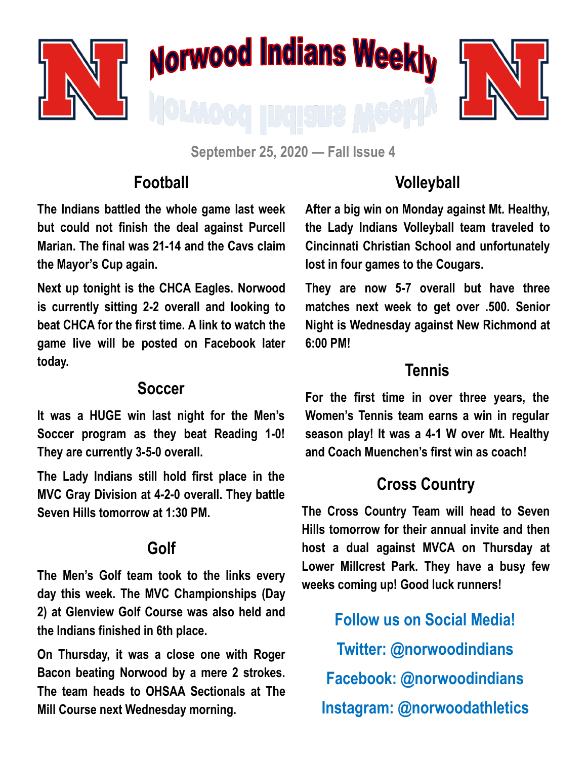# Norwood Indians Weekly

September 25, 2020 — Fall Issue 4

## Football

The Indians battled the whole game last week but could not finish the deal against Purcell Marian. The final was 21-14 and the Cavs claim the Mayor's Cup again.

Next up tonight is the CHCA Eagles. Norwood is currently sitting 2-2 overall and looking to beat CHCA for the first time. A link to watch the game live will be posted on Facebook later today.

## Soccer

It was a HUGE win last night for the Men's Soccer program as they beat Reading 1-0! They are currently 3-5-0 overall.

The Lady Indians still hold first place in the MVC Gray Division at 4-2-0 overall. They battle Seven Hills tomorrow at 1:30 PM.

## Golf

The Men's Golf team took to the links every day this week. The MVC Championships (Day 2) at Glenview Golf Course was also held and the Indians finished in 6th place.

On Thursday, it was a close one with Roger Bacon beating Norwood by a mere 2 strokes. The team heads to OHSAA Sectionals at The Mill Course next Wednesday morning.

## Volleyball

After a big win on Monday against Mt. Healthy, the Lady Indians Volleyball team traveled to Cincinnati Christian School and unfortunately lost in four games to the Cougars.

They are now 5-7 overall but have three matches next week to get over .500. Senior Night is Wednesday against New Richmond at 6:00 PM!

## Tennis

For the first time in over three years, the Women's Tennis team earns a win in regular season play! It was a 4-1 W over Mt. Healthy and Coach Muenchen's first win as coach!

## Cross Country

The Cross Country Team will head to Seven Hills tomorrow for their annual invite and then host a dual against MVCA on Thursday at Lower Millcrest Park. They have a busy few weeks coming up! Good luck runners!

**Follow us on Social Media!**

**Twitter: @norwoodindians**

**Facebook: @norwoodindians**

**Instagram: @norwoodathletics**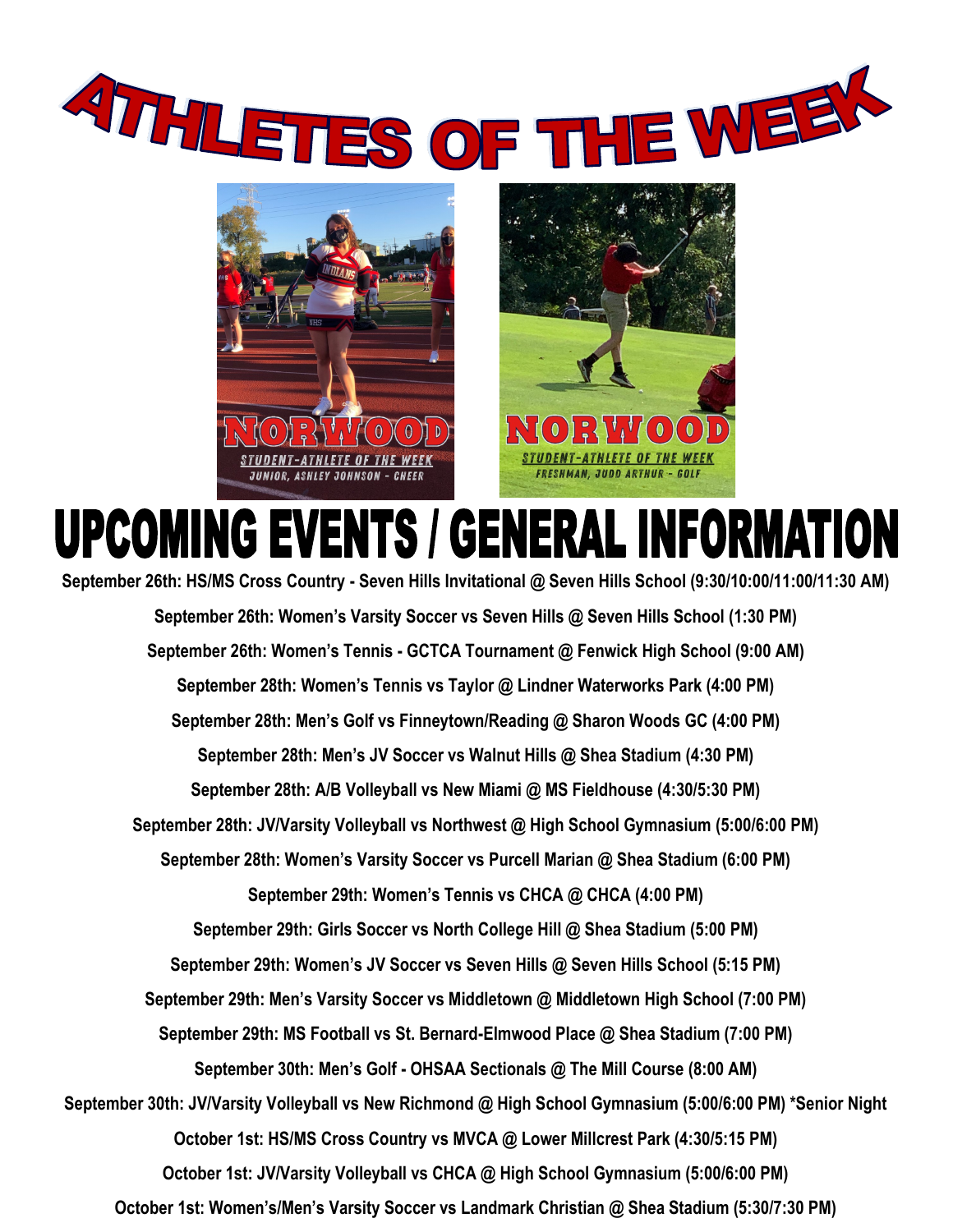# ATHLETES OF THE WEEK

NORWOOD
STUDENT-ATHLETE OF THE WEEK
JUNIOR, ASHLEY JOHNSON - CHEER

NORWOOD
STUDENT-ATHLETE OF THE WEEK
FRESHMAN, JUDO ARTHUR - GOLF

# UPCOMING EVENTS / GENERAL INFORMATION

**September 26th: HS/MS Cross Country - Seven Hills Invitational @ Seven Hills School (9:30/10:00/11:00/11:30 AM)**

**September 26th: Women's Varsity Soccer vs Seven Hills @ Seven Hills School (1:30 PM)**

**September 26th: Women's Tennis - GCTCA Tournament @ Fenwick High School (9:00 AM)**

**September 28th: Women's Tennis vs Taylor @ Lindner Waterworks Park (4:00 PM)**

**September 28th: Men's Golf vs Finneytown/Reading @ Sharon Woods GC (4:00 PM)**

**September 28th: Men's JV Soccer vs Walnut Hills @ Shea Stadium (4:30 PM)**

**September 28th: A/B Volleyball vs New Miami @ MS Fieldhouse (4:30/5:30 PM)**

**September 28th: JV/Varsity Volleyball vs Northwest @ High School Gymnasium (5:00/6:00 PM)**

**September 28th: Women's Varsity Soccer vs Purcell Marian @ Shea Stadium (6:00 PM)**

**September 29th: Women's Tennis vs CHCA @ CHCA (4:00 PM)**

**September 29th: Girls Soccer vs North College Hill @ Shea Stadium (5:00 PM)**

**September 29th: Women's JV Soccer vs Seven Hills @ Seven Hills School (5:15 PM)**

**September 29th: Men's Varsity Soccer vs Middletown @ Middletown High School (7:00 PM)**

**September 29th: MS Football vs St. Bernard-Elmwood Place @ Shea Stadium (7:00 PM)**

**September 30th: Men's Golf - OHSAA Sectionals @ The Mill Course (8:00 AM)**

**September 30th: JV/Varsity Volleyball vs New Richmond @ High School Gymnasium (5:00/6:00 PM) *Senior Night**

**October 1st: HS/MS Cross Country vs MVCA @ Lower Millcrest Park (4:30/5:15 PM)**

**October 1st: JV/Varsity Volleyball vs CHCA @ High School Gymnasium (5:00/6:00 PM)**

**October 1st: Women's/Men's Varsity Soccer vs Landmark Christian @ Shea Stadium (5:30/7:30 PM)**